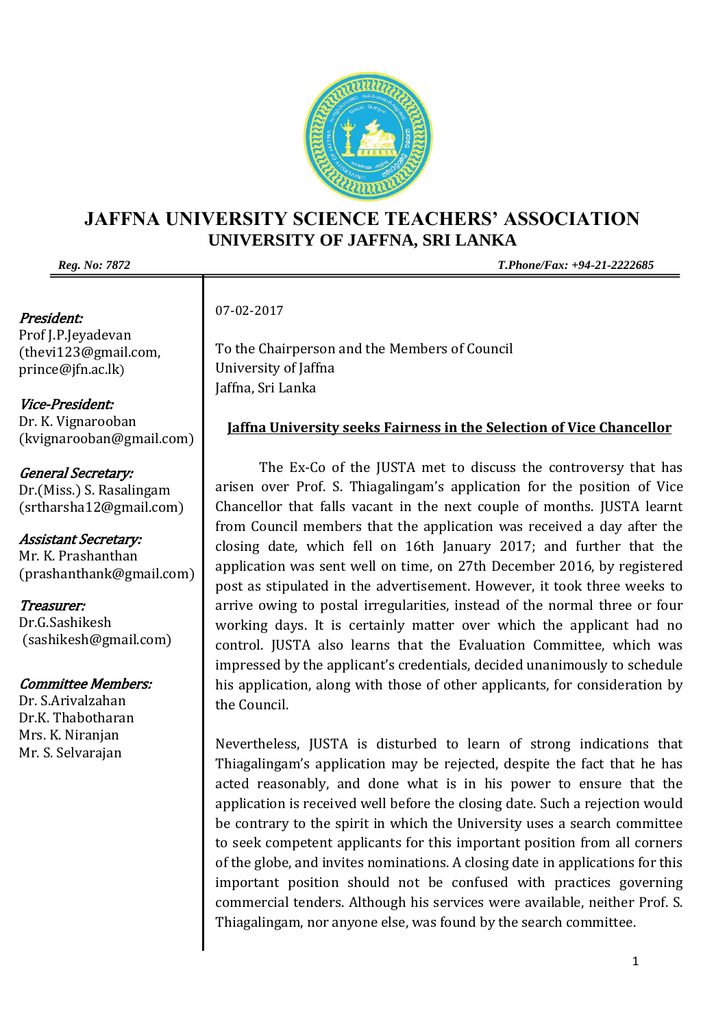# JAFFNA UNIVERSITY SCIENCE TEACHERS' ASSOCIATION

## UNIVERSITY OF JAFFNA, SRI LANKA

***Reg. No: 7872*** ***T.Phone/Fax: +94-21-2222685***

---

*President:*
Prof J.P.Jeyadevan
(thevi123@gmail.com, prince@jfn.ac.lk)

*Vice-President:*
Dr. K. Vignarooban
(kvignarooban@gmail.com)

*General Secretary:*
Dr.(Miss.) S. Rasalingam
(srtharsha12@gmail.com)

*Assistant Secretary:*
Mr. K. Prashanthan
(prashanthank@gmail.com)

*Treasurer:*
Dr.G.Sashikesh
(sashikesh@gmail.com)

*Committee Members:*
Dr. S.Arivalzahan
Dr.K. Thabotharan
Mrs. K. Niranjan
Mr. S. Selvarajan

---

07-02-2017

To the Chairperson and the Members of Council
University of Jaffna
Jaffna, Sri Lanka

**Jaffna University seeks Fairness in the Selection of Vice Chancellor**

The Ex-Co of the JUSTA met to discuss the controversy that has arisen over Prof. S. Thiagalingam's application for the position of Vice Chancellor that falls vacant in the next couple of months. JUSTA learnt from Council members that the application was received a day after the closing date, which fell on 16th January 2017; and further that the application was sent well on time, on 27th December 2016, by registered post as stipulated in the advertisement. However, it took three weeks to arrive owing to postal irregularities, instead of the normal three or four working days. It is certainly matter over which the applicant had no control. JUSTA also learns that the Evaluation Committee, which was impressed by the applicant's credentials, decided unanimously to schedule his application, along with those of other applicants, for consideration by the Council.

Nevertheless, JUSTA is disturbed to learn of strong indications that Thiagalingam's application may be rejected, despite the fact that he has acted reasonably, and done what is in his power to ensure that the application is received well before the closing date. Such a rejection would be contrary to the spirit in which the University uses a search committee to seek competent applicants for this important position from all corners of the globe, and invites nominations. A closing date in applications for this important position should not be confused with practices governing commercial tenders. Although his services were available, neither Prof. S. Thiagalingam, nor anyone else, was found by the search committee.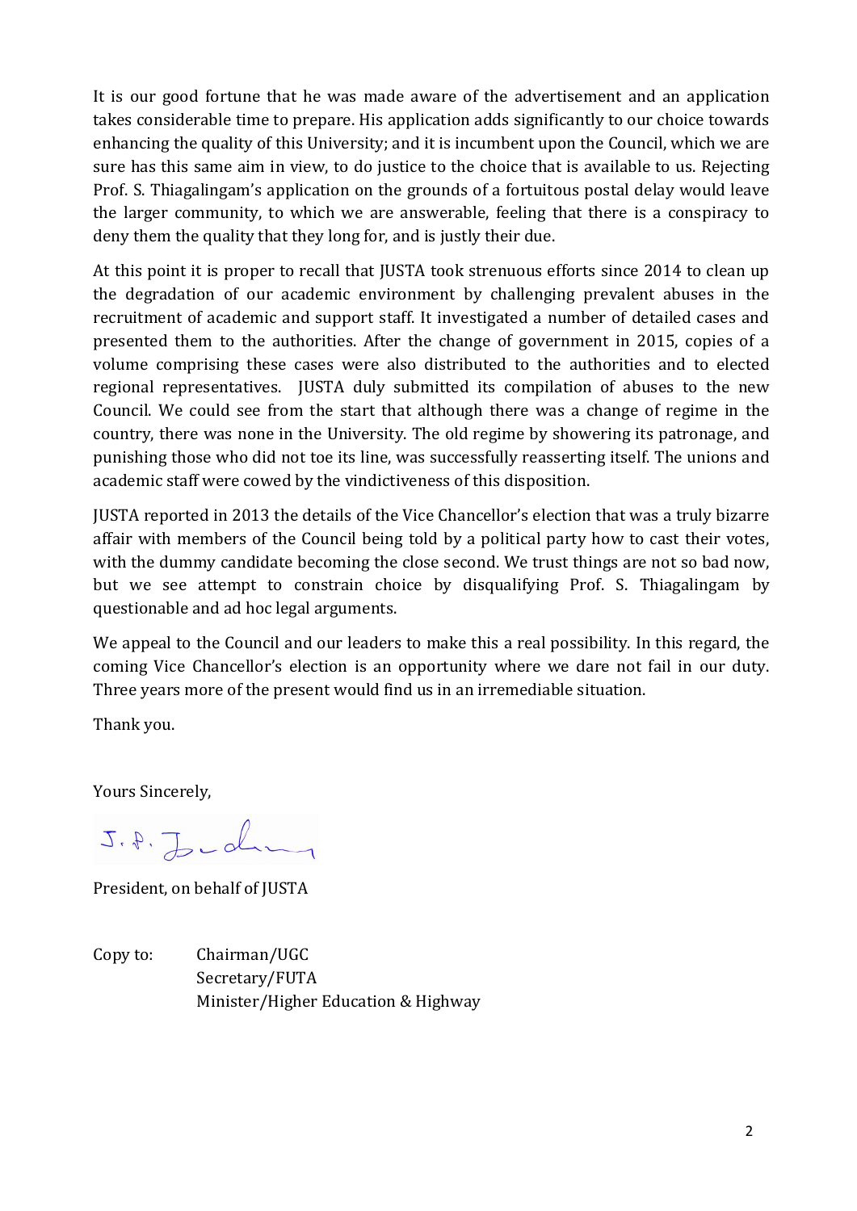It is our good fortune that he was made aware of the advertisement and an application takes considerable time to prepare. His application adds significantly to our choice towards enhancing the quality of this University; and it is incumbent upon the Council, which we are sure has this same aim in view, to do justice to the choice that is available to us. Rejecting Prof. S. Thiagalingam's application on the grounds of a fortuitous postal delay would leave the larger community, to which we are answerable, feeling that there is a conspiracy to deny them the quality that they long for, and is justly their due.

At this point it is proper to recall that JUSTA took strenuous efforts since 2014 to clean up the degradation of our academic environment by challenging prevalent abuses in the recruitment of academic and support staff. It investigated a number of detailed cases and presented them to the authorities. After the change of government in 2015, copies of a volume comprising these cases were also distributed to the authorities and to elected regional representatives. JUSTA duly submitted its compilation of abuses to the new Council. We could see from the start that although there was a change of regime in the country, there was none in the University. The old regime by showering its patronage, and punishing those who did not toe its line, was successfully reasserting itself. The unions and academic staff were cowed by the vindictiveness of this disposition.

JUSTA reported in 2013 the details of the Vice Chancellor's election that was a truly bizarre affair with members of the Council being told by a political party how to cast their votes, with the dummy candidate becoming the close second. We trust things are not so bad now, but we see attempt to constrain choice by disqualifying Prof. S. Thiagalingam by questionable and ad hoc legal arguments.

We appeal to the Council and our leaders to make this a real possibility. In this regard, the coming Vice Chancellor's election is an opportunity where we dare not fail in our duty. Three years more of the present would find us in an irremediable situation.

Thank you.

Yours Sincerely,

J. P. Jeyadevan

President, on behalf of JUSTA

Copy to: Chairman/UGC
Secretary/FUTA
Minister/Higher Education & Highway